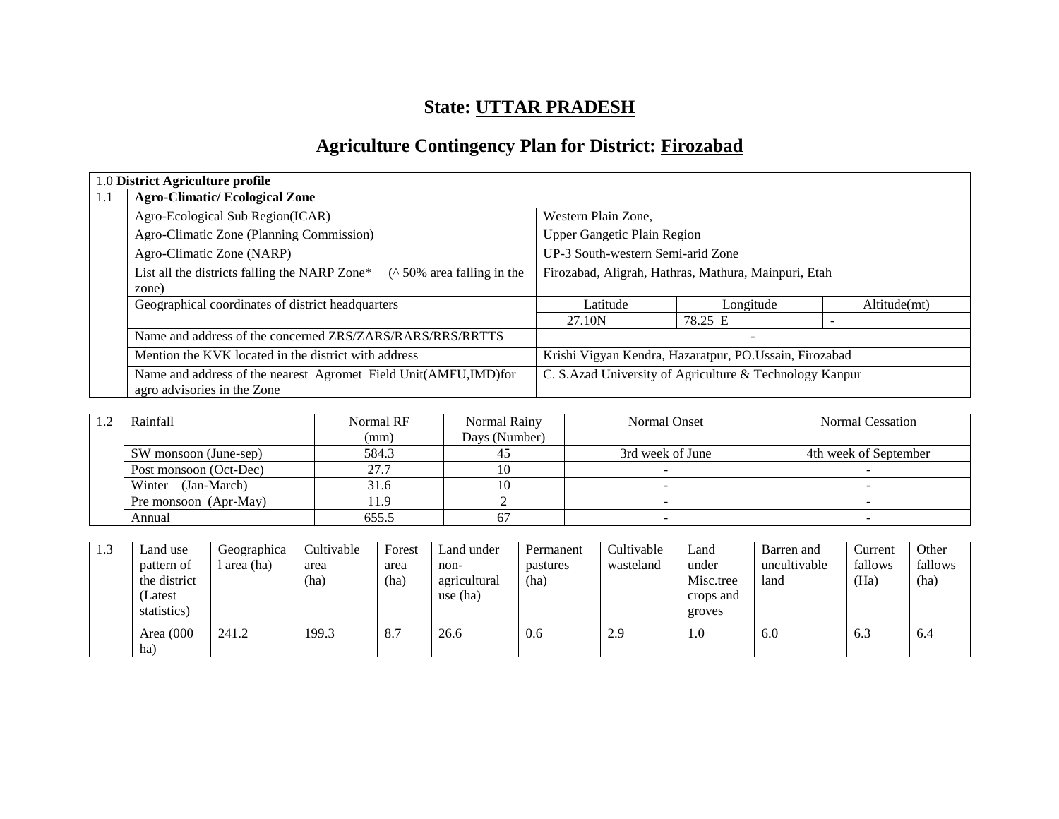# State: UTTAR PRADESH

## Agriculture Contingency Plan for District: Firozabad

| 1.0 **District Agriculture profile** | | | | |
|---|---|---|---|---|
| 1.1 | **Agro-Climatic/ Ecological Zone** | | | |
| | Agro-Ecological Sub Region(ICAR) | Western Plain Zone, | | |
| | Agro-Climatic Zone (Planning Commission) | Upper Gangetic Plain Region | | |
| | Agro-Climatic Zone (NARP) | UP-3 South-western Semi-arid Zone | | |
| | List all the districts falling the NARP Zone* (^ 50% area falling in the zone) | Firozabad, Aligrah, Hathras, Mathura, Mainpuri, Etah | | |
| | Geographical coordinates of district headquarters | Latitude | Longitude | Altitude(mt) |
| | | 27.10N | 78.25 E | - |
| | Name and address of the concerned ZRS/ZARS/RARS/RRS/RRTTS | - | | |
| | Mention the KVK located in the district with address | Krishi Vigyan Kendra, Hazaratpur, PO.Ussain, Firozabad | | |
| | Name and address of the nearest Agromet Field Unit(AMFU,IMD)for agro advisories in the Zone | C. S.Azad University of Agriculture & Technology Kanpur | | |

| 1.2 | Rainfall | Normal RF (mm) | Normal Rainy Days (Number) | Normal Onset | Normal Cessation |
|---|---|---|---|---|---|
| | SW monsoon (June-sep) | 584.3 | 45 | 3rd week of June | 4th week of September |
| | Post monsoon (Oct-Dec) | 27.7 | 10 | - | - |
| | Winter (Jan-March) | 31.6 | 10 | - | - |
| | Pre monsoon (Apr-May) | 11.9 | 2 | - | - |
| | Annual | 655.5 | 67 | - | - |

| 1.3 | Land use pattern of the district (Latest statistics) | Geographical area (ha) | Cultivable area (ha) | Forest area (ha) | Land under non-agricultural use (ha) | Permanent pastures (ha) | Cultivable wasteland | Land under Misc.tree crops and groves | Barren and uncultivable land | Current fallows (Ha) | Other fallows (ha) |
|---|---|---|---|---|---|---|---|---|---|---|---|
| | Area (000 ha) | 241.2 | 199.3 | 8.7 | 26.6 | 0.6 | 2.9 | 1.0 | 6.0 | 6.3 | 6.4 |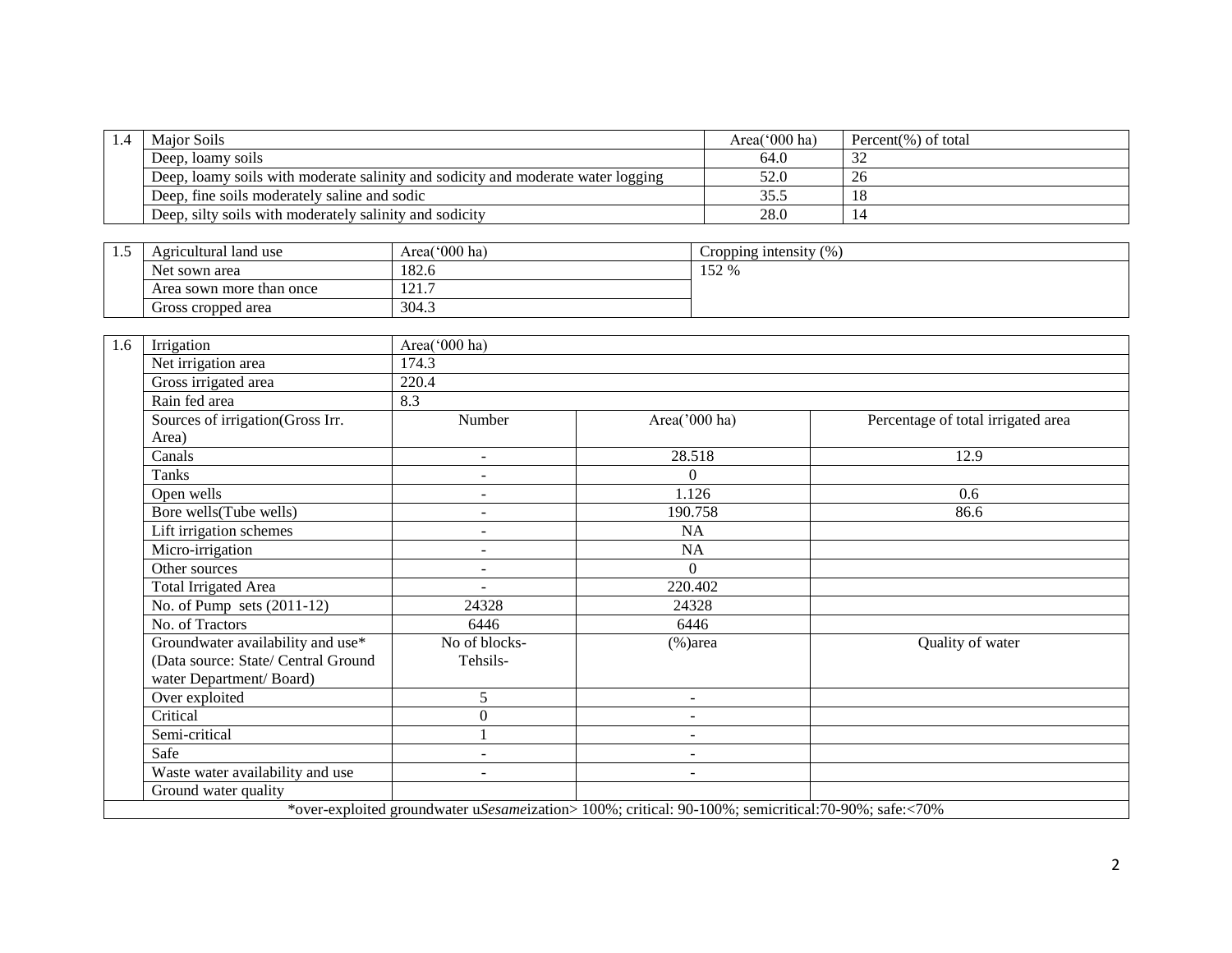| 1.4 | Major Soils | Area('000 ha) | Percent(%) of total |
|---|---|---|---|
| | Deep, loamy soils | 64.0 | 32 |
| | Deep, loamy soils with moderate salinity and sodicity and moderate water logging | 52.0 | 26 |
| | Deep, fine soils moderately saline and sodic | 35.5 | 18 |
| | Deep, silty soils with moderately salinity and sodicity | 28.0 | 14 |

| 1.5 | Agricultural land use | Area('000 ha) | Cropping intensity (%) |
|---|---|---|---|
| | Net sown area | 182.6 | 152 % |
| | Area sown more than once | 121.7 | |
| | Gross cropped area | 304.3 | |

| 1.6 | Irrigation | Area('000 ha) | | |
|---|---|---|---|---|
| | Net irrigation area | 174.3 | | |
| | Gross irrigated area | 220.4 | | |
| | Rain fed area | 8.3 | | |
| | Sources of irrigation(Gross Irr. Area) | Number | Area('000 ha) | Percentage of total irrigated area |
| | Canals | - | 28.518 | 12.9 |
| | Tanks | - | 0 | |
| | Open wells | - | 1.126 | 0.6 |
| | Bore wells(Tube wells) | - | 190.758 | 86.6 |
| | Lift irrigation schemes | - | NA | |
| | Micro-irrigation | - | NA | |
| | Other sources | - | 0 | |
| | Total Irrigated Area | - | 220.402 | |
| | No. of Pump sets (2011-12) | 24328 | 24328 | |
| | No. of Tractors | 6446 | 6446 | |
| | Groundwater availability and use* (Data source: State/ Central Ground water Department/ Board) | No of blocks- Tehsils- | (%)area | Quality of water |
| | Over exploited | 5 | - | |
| | Critical | 0 | - | |
| | Semi-critical | 1 | - | |
| | Safe | - | - | |
| | Waste water availability and use | - | - | |
| | Ground water quality | | | |

*over-exploited groundwater u*Sesame*ization> 100%; critical: 90-100%; semicritical:70-90%; safe:<70%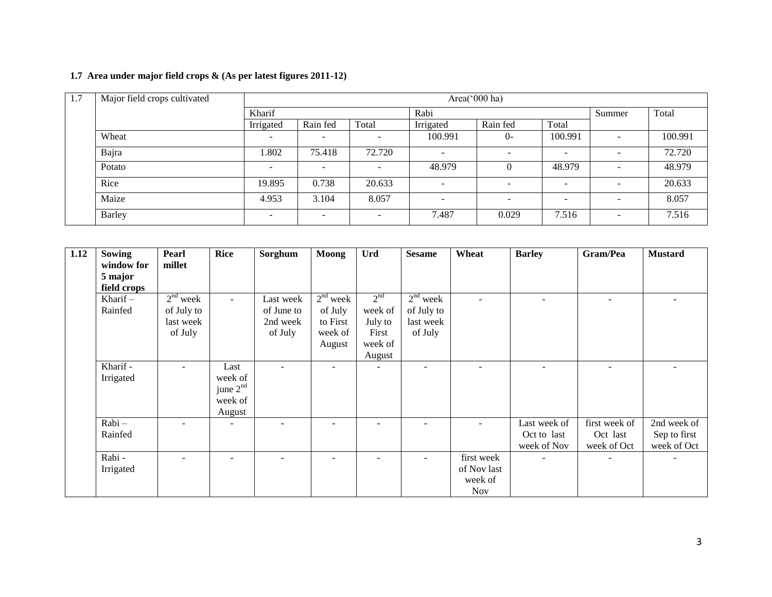**1.7 Area under major field crops & (As per latest figures 2011-12)**

| 1.7 | Major field crops cultivated | Area('000 ha) | | | | | | | |
|---|---|---|---|---|---|---|---|---|---|
| | | Kharif | | | Rabi | | | Summer | Total |
| | | Irrigated | Rain fed | Total | Irrigated | Rain fed | Total | | |
| | Wheat | - | - | - | 100.991 | 0- | 100.991 | - | 100.991 |
| | Bajra | 1.802 | 75.418 | 72.720 | - | - | - | - | 72.720 |
| | Potato | - | - | - | 48.979 | 0 | 48.979 | - | 48.979 |
| | Rice | 19.895 | 0.738 | 20.633 | - | - | - | - | 20.633 |
| | Maize | 4.953 | 3.104 | 8.057 | - | - | - | - | 8.057 |
| | Barley | - | - | - | 7.487 | 0.029 | 7.516 | - | 7.516 |

| 1.12 | Sowing window for 5 major field crops | Pearl millet | Rice | Sorghum | Moong | Urd | Sesame | Wheat | Barley | Gram/Pea | Mustard |
|---|---|---|---|---|---|---|---|---|---|---|---|
| | Kharif – Rainfed | 2nd week of July to last week of July | - | Last week of June to 2nd week of July | 2nd week of July to First week of August | 2nd week of July to First week of August | 2nd week of July to last week of July | - | - | - | - |
| | Kharif - Irrigated | - | Last week of june 2nd week of August | - | - | - | - | - | - | - | - |
| | Rabi – Rainfed | - | - | - | - | - | - | - | Last week of Oct to last week of Nov | first week of Oct last week of Oct | 2nd week of Sep to first week of Oct |
| | Rabi - Irrigated | - | - | - | - | - | - | first week of Nov last week of Nov | - | - | - |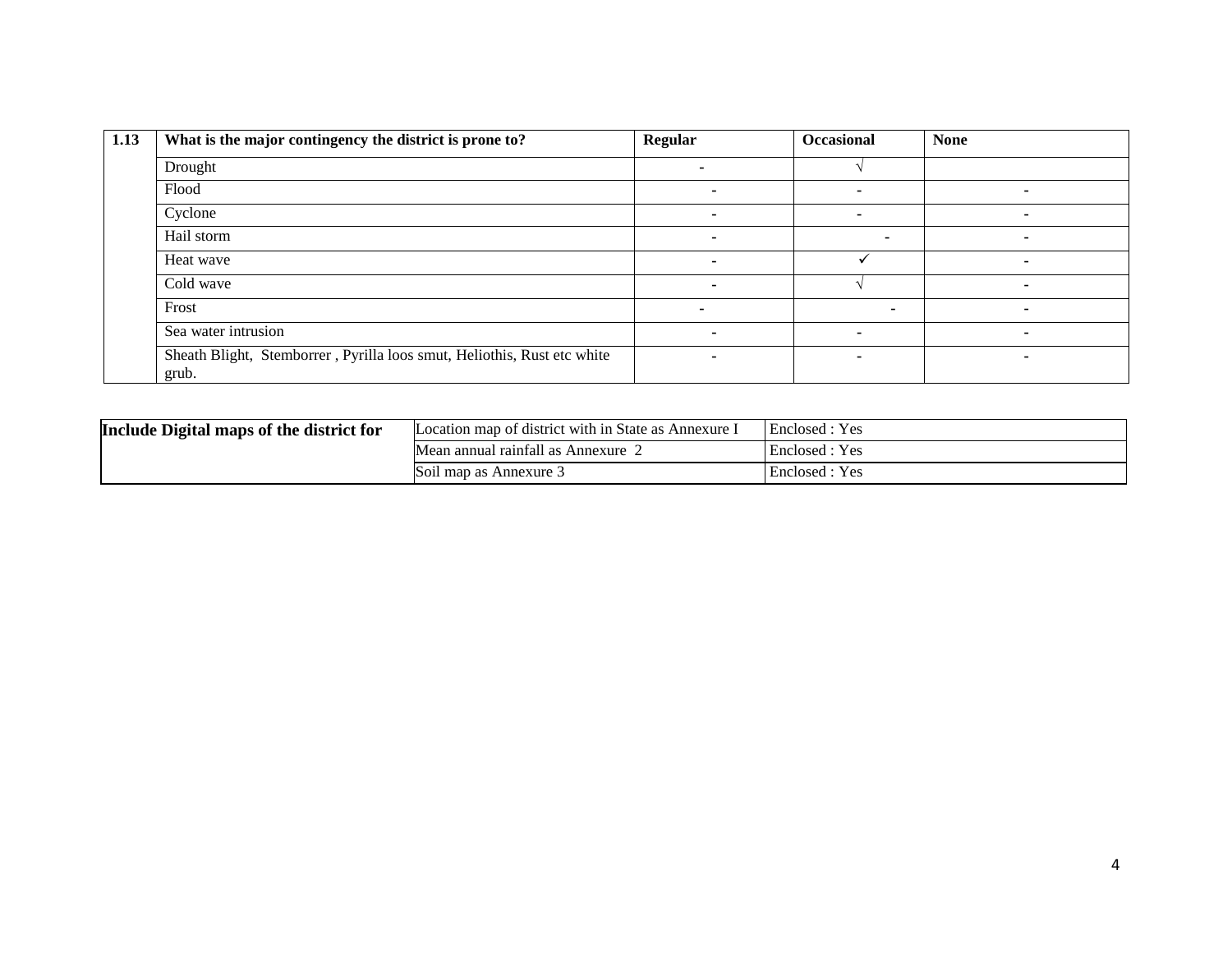| 1.13 | What is the major contingency the district is prone to? | Regular | Occasional | None |
|---|---|---|---|---|
| | Drought | - | √ | |
| | Flood | - | - | - |
| | Cyclone | - | - | - |
| | Hail storm | - | - | - |
| | Heat wave | - | ✓ | - |
| | Cold wave | - | √ | - |
| | Frost | - | - | - |
| | Sea water intrusion | - | - | - |
| | Sheath Blight, Stemborrer , Pyrilla loos smut, Heliothis, Rust etc white grub. | - | - | - |

| **Include Digital maps of the district for** | Location map of district with in State as Annexure I | Enclosed : Yes |
|---|---|---|
| | Mean annual rainfall as Annexure 2 | Enclosed : Yes |
| | Soil map as Annexure 3 | Enclosed : Yes |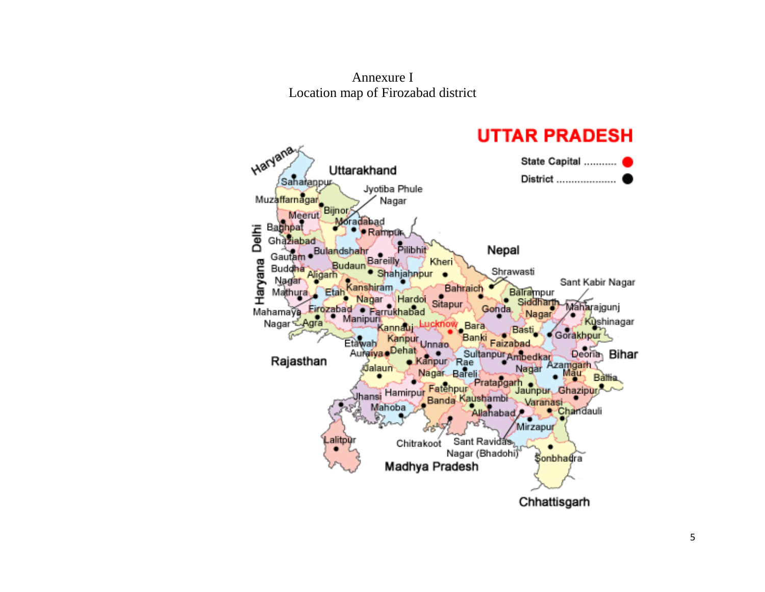Annexure I

Location map of Firozabad district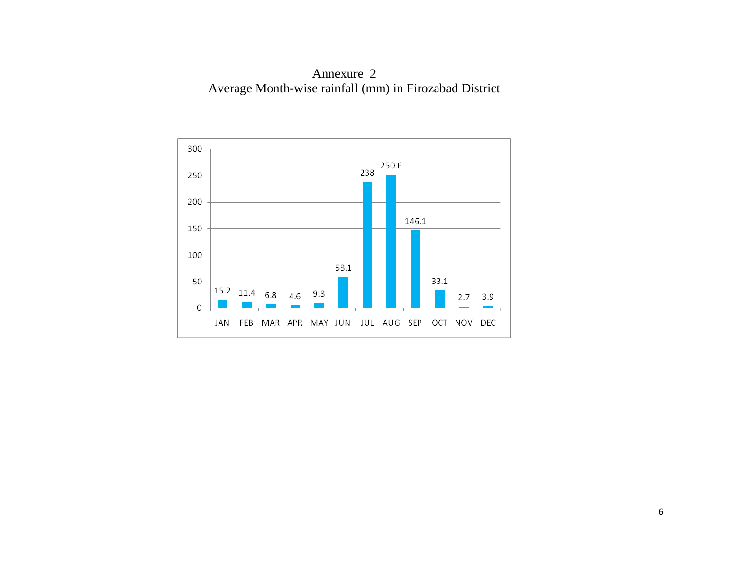# Annexure 2

## Average Month-wise rainfall (mm) in Firozabad District

| Month | Rainfall (mm) |
| --- | --- |
| JAN | 15.2 |
| FEB | 11.4 |
| MAR | 6.8 |
| APR | 4.6 |
| MAY | 9.8 |
| JUN | 58.1 |
| JUL | 238 |
| AUG | 250.6 |
| SEP | 146.1 |
| OCT | 33.1 |
| NOV | 2.7 |
| DEC | 3.9 |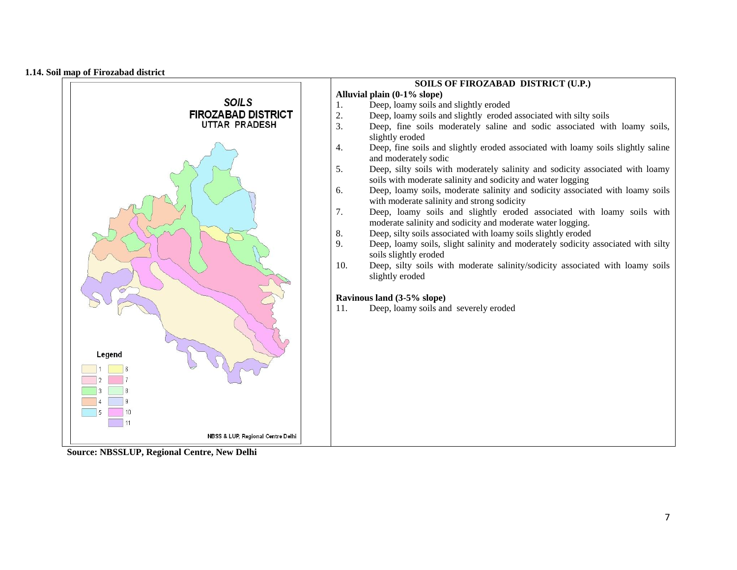### 1.14. Soil map of Firozabad district

**SOILS OF FIROZABAD DISTRICT (U.P.)**

**Alluvial plain (0-1% slope)**

1. Deep, loamy soils and slightly eroded
2. Deep, loamy soils and slightly eroded associated with silty soils
3. Deep, fine soils moderately saline and sodic associated with loamy soils, slightly eroded
4. Deep, fine soils and slightly eroded associated with loamy soils slightly saline and moderately sodic
5. Deep, silty soils with moderately salinity and sodicity associated with loamy soils with moderate salinity and sodicity and water logging
6. Deep, loamy soils, moderate salinity and sodicity associated with loamy soils with moderate salinity and strong sodicity
7. Deep, loamy soils and slightly eroded associated with loamy soils with moderate salinity and sodicity and moderate water logging.
8. Deep, silty soils associated with loamy soils slightly eroded
9. Deep, loamy soils, slight salinity and moderately sodicity associated with silty soils slightly eroded
10. Deep, silty soils with moderate salinity/sodicity associated with loamy soils slightly eroded

**Ravinous land (3-5% slope)**

11. Deep, loamy soils and severely eroded

**Source: NBSSLUP, Regional Centre, New Delhi**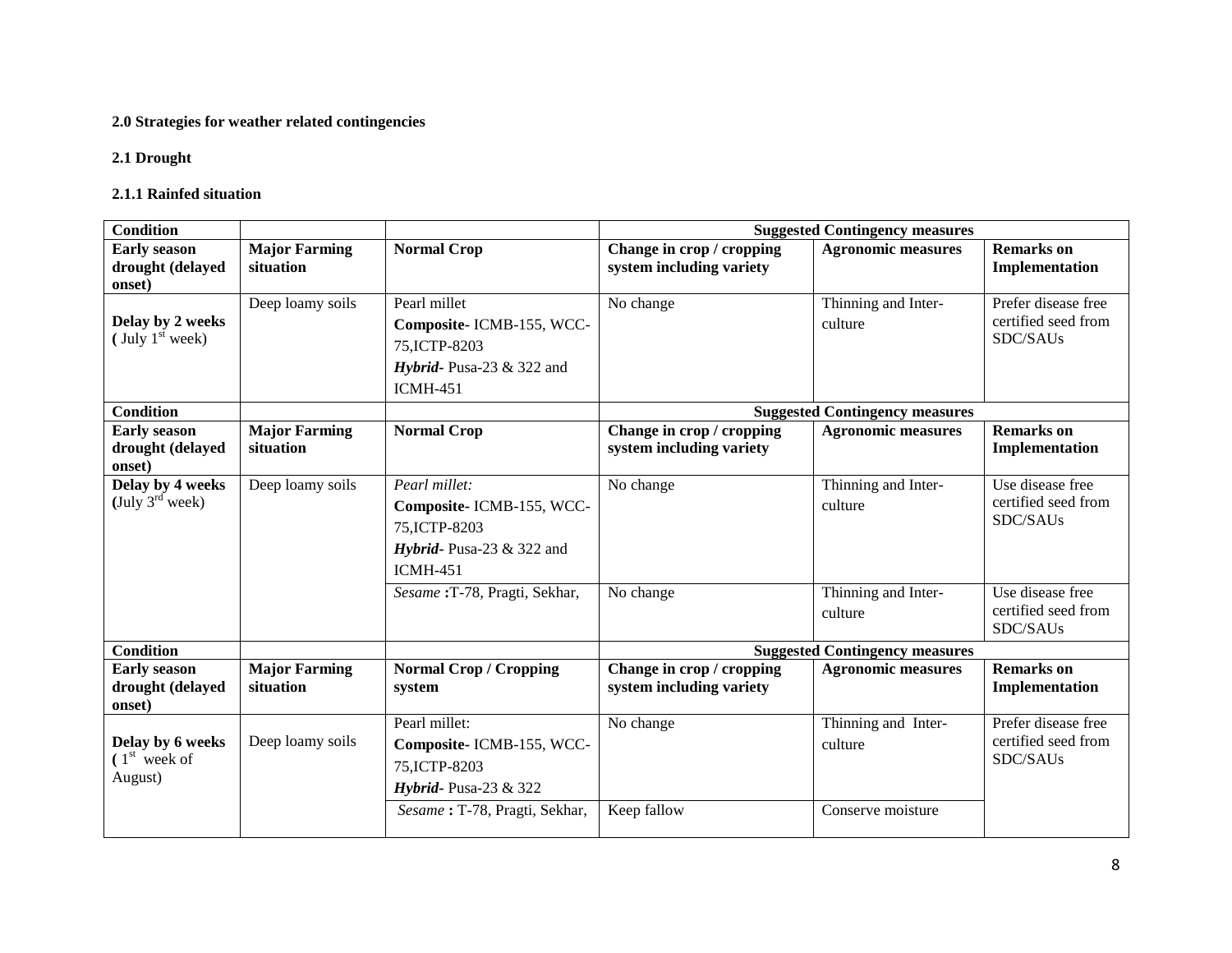**2.0 Strategies for weather related contingencies**

**2.1 Drought**

**2.1.1 Rainfed situation**

| **Condition** | | | **Suggested Contingency measures** | | |
|---|---|---|---|---|---|
| **Early season drought (delayed onset)** | **Major Farming situation** | **Normal Crop** | **Change in crop / cropping system including variety** | **Agronomic measures** | **Remarks on Implementation** |
| **Delay by 2 weeks (** July 1st week) | Deep loamy soils | Pearl millet<br>**Composite**- ICMB-155, WCC-75,ICTP-8203<br>***Hybrid***- Pusa-23 & 322 and ICMH-451 | No change | Thinning and Inter-culture | Prefer disease free certified seed from SDC/SAUs |
| **Condition** | | | **Suggested Contingency measures** | | |
| **Early season drought (delayed onset)** | **Major Farming situation** | **Normal Crop** | **Change in crop / cropping system including variety** | **Agronomic measures** | **Remarks on Implementation** |
| **Delay by 4 weeks (**July 3rd week) | Deep loamy soils | *Pearl millet:*<br>**Composite**- ICMB-155, WCC-75,ICTP-8203<br>***Hybrid***- Pusa-23 & 322 and ICMH-451 | No change | Thinning and Inter-culture | Use disease free certified seed from SDC/SAUs |
| | | *Sesame* **:**T-78, Pragti, Sekhar, | No change | Thinning and Inter-culture | Use disease free certified seed from SDC/SAUs |
| **Condition** | | | **Suggested Contingency measures** | | |
| **Early season drought (delayed onset)** | **Major Farming situation** | **Normal Crop / Cropping system** | **Change in crop / cropping system including variety** | **Agronomic measures** | **Remarks on Implementation** |
| **Delay by 6 weeks (** 1st week of August) | Deep loamy soils | Pearl millet:<br>**Composite**- ICMB-155, WCC-75,ICTP-8203<br>***Hybrid***- Pusa-23 & 322 | No change | Thinning and Inter-culture | Prefer disease free certified seed from SDC/SAUs |
| | | *Sesame* **:** T-78, Pragti, Sekhar, | Keep fallow | Conserve moisture | |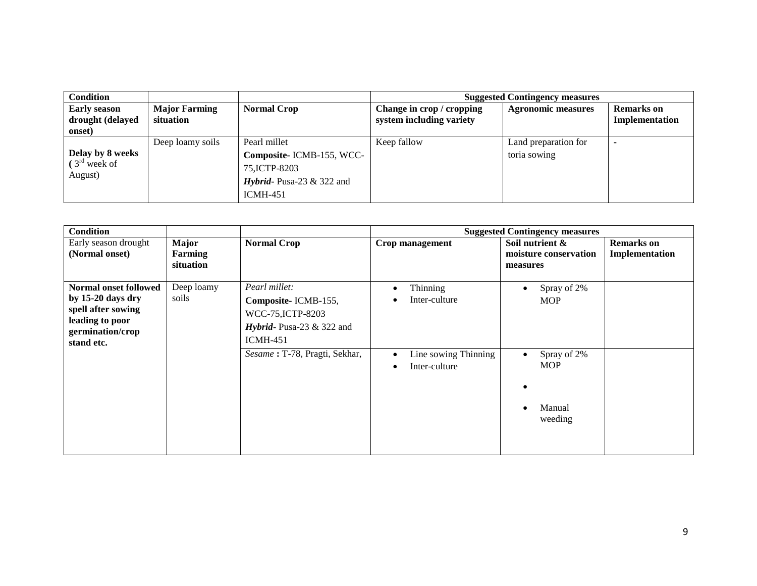| Condition | | | Suggested Contingency measures | | |
|---|---|---|---|---|---|
| **Early season drought (delayed onset)** | **Major Farming situation** | **Normal Crop** | **Change in crop / cropping system including variety** | **Agronomic measures** | **Remarks on Implementation** |
| **Delay by 8 weeks (** 3rd week of August) | Deep loamy soils | Pearl millet<br>**Composite-** ICMB-155, WCC-75,ICTP-8203<br>***Hybrid***- Pusa-23 & 322 and ICMH-451 | Keep fallow | Land preparation for toria sowing | - |

| Condition | | | Suggested Contingency measures | | |
|---|---|---|---|---|---|
| Early season drought **(Normal onset)** | **Major Farming situation** | **Normal Crop** | **Crop management** | **Soil nutrient & moisture conservation measures** | **Remarks on Implementation** |
| **Normal onset followed by 15-20 days dry spell after sowing leading to poor germination/crop stand etc.** | Deep loamy soils | *Pearl millet:*<br>**Composite-** ICMB-155, WCC-75,ICTP-8203<br>***Hybrid***- Pusa-23 & 322 and ICMH-451 | • Thinning<br>• Inter-culture | • Spray of 2% MOP | |
| | | *Sesame* **:** T-78, Pragti, Sekhar, | • Line sowing Thinning<br>• Inter-culture | • Spray of 2% MOP<br>•<br>• Manual weeding | |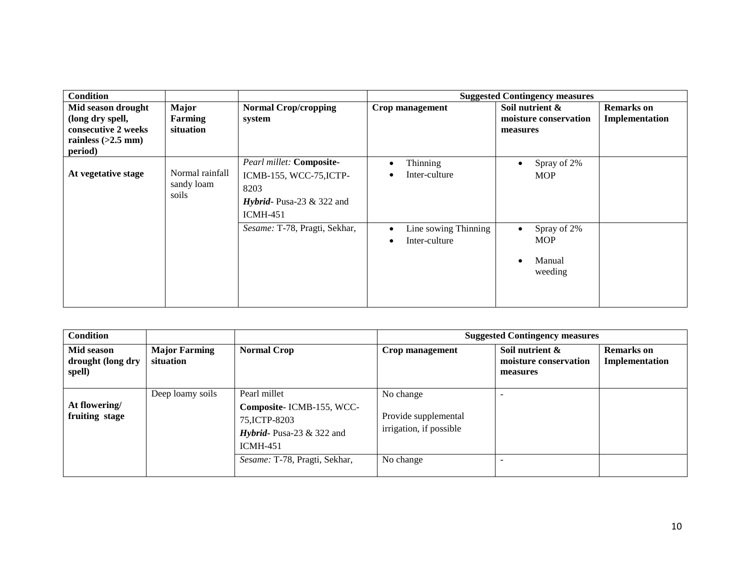| Condition | | | Suggested Contingency measures | | |
|---|---|---|---|---|---|
| **Mid season drought (long dry spell, consecutive 2 weeks rainless (>2.5 mm) period)** | **Major Farming situation** | **Normal Crop/cropping system** | **Crop management** | **Soil nutrient & moisture conservation measures** | **Remarks on Implementation** |
| **At vegetative stage** | Normal rainfall sandy loam soils | *Pearl millet:* **Composite-** ICMB-155, WCC-75,ICTP-8203 ***Hybrid***- Pusa-23 & 322 and ICMH-451 | • Thinning • Inter-culture | • Spray of 2% MOP | |
| | | *Sesame:* T-78, Pragti, Sekhar, | • Line sowing Thinning • Inter-culture | • Spray of 2% MOP • Manual weeding | |

| Condition | | | Suggested Contingency measures | | |
|---|---|---|---|---|---|
| **Mid season drought (long dry spell)** | **Major Farming situation** | **Normal Crop** | **Crop management** | **Soil nutrient & moisture conservation measures** | **Remarks on Implementation** |
| **At flowering/ fruiting stage** | Deep loamy soils | Pearl millet **Composite-** ICMB-155, WCC-75,ICTP-8203 ***Hybrid***- Pusa-23 & 322 and ICMH-451 | No change Provide supplemental irrigation, if possible | - | |
| | | *Sesame:* T-78, Pragti, Sekhar, | No change | - | |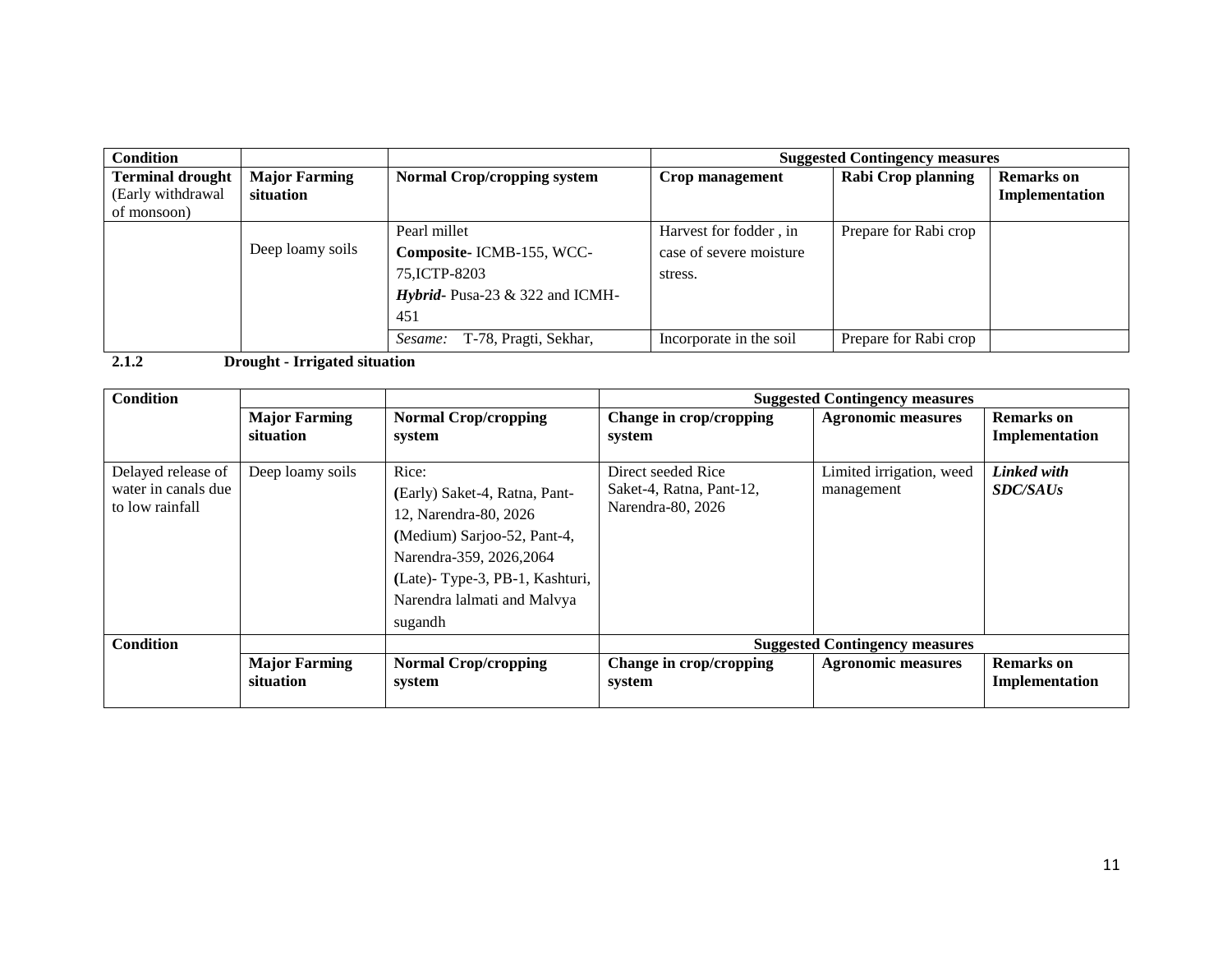| Condition | | | Suggested Contingency measures | | |
|---|---|---|---|---|---|
| **Terminal drought** (Early withdrawal of monsoon) | **Major Farming situation** | **Normal Crop/cropping system** | **Crop management** | **Rabi Crop planning** | **Remarks on Implementation** |
| | Deep loamy soils | Pearl millet<br>**Composite-** ICMB-155, WCC-75,ICTP-8203<br>***Hybrid-*** Pusa-23 & 322 and ICMH-451 | Harvest for fodder , in case of severe moisture stress. | Prepare for Rabi crop | |
| | | *Sesame:* T-78, Pragti, Sekhar, | Incorporate in the soil | Prepare for Rabi crop | |

**2.1.2 Drought - Irrigated situation**

| Condition | | | Suggested Contingency measures | | |
|---|---|---|---|---|---|
| | **Major Farming situation** | **Normal Crop/cropping system** | **Change in crop/cropping system** | **Agronomic measures** | **Remarks on Implementation** |
| Delayed release of water in canals due to low rainfall | Deep loamy soils | Rice:<br>**(**Early) Saket-4, Ratna, Pant-12, Narendra-80, 2026<br>**(**Medium) Sarjoo-52, Pant-4, Narendra-359, 2026,2064<br>**(**Late)- Type-3, PB-1, Kashturi, Narendra lalmati and Malvya sugandh | Direct seeded Rice Saket-4, Ratna, Pant-12, Narendra-80, 2026 | Limited irrigation, weed management | ***Linked with SDC/SAUs*** |
| **Condition** | | | **Suggested Contingency measures** | | |
| | **Major Farming situation** | **Normal Crop/cropping system** | **Change in crop/cropping system** | **Agronomic measures** | **Remarks on Implementation** |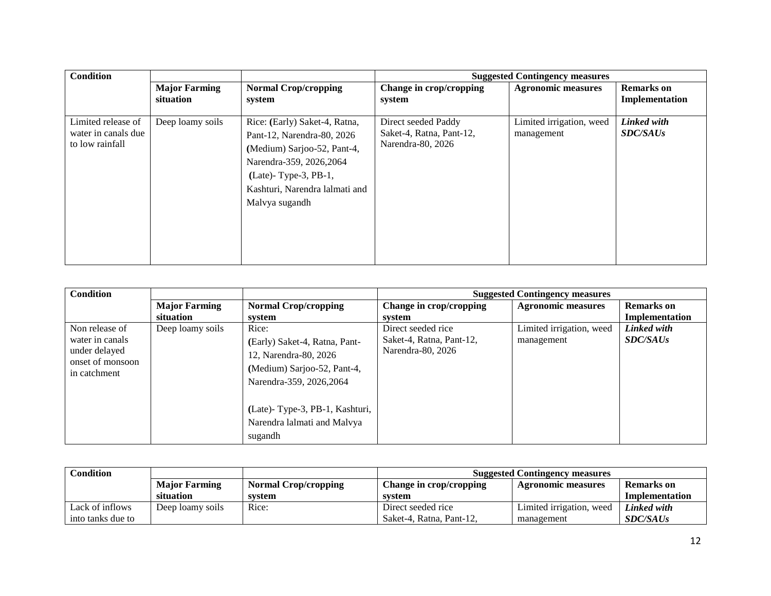| Condition | | | Suggested Contingency measures | | |
|---|---|---|---|---|---|
| | Major Farming situation | Normal Crop/cropping system | Change in crop/cropping system | Agronomic measures | Remarks on Implementation |
| Limited release of water in canals due to low rainfall | Deep loamy soils | Rice: (Early) Saket-4, Ratna, Pant-12, Narendra-80, 2026 (Medium) Sarjoo-52, Pant-4, Narendra-359, 2026,2064 (Late)- Type-3, PB-1, Kashturi, Narendra lalmati and Malvya sugandh | Direct seeded Paddy Saket-4, Ratna, Pant-12, Narendra-80, 2026 | Limited irrigation, weed management | ***Linked with SDC/SAUs*** |

| Condition | | | Suggested Contingency measures | | |
|---|---|---|---|---|---|
| | Major Farming situation | Normal Crop/cropping system | Change in crop/cropping system | Agronomic measures | Remarks on Implementation |
| Non release of water in canals under delayed onset of monsoon in catchment | Deep loamy soils | Rice: (Early) Saket-4, Ratna, Pant-12, Narendra-80, 2026 (Medium) Sarjoo-52, Pant-4, Narendra-359, 2026,2064 (Late)- Type-3, PB-1, Kashturi, Narendra lalmati and Malvya sugandh | Direct seeded rice Saket-4, Ratna, Pant-12, Narendra-80, 2026 | Limited irrigation, weed management | ***Linked with SDC/SAUs*** |

| Condition | | | Suggested Contingency measures | | |
|---|---|---|---|---|---|
| | Major Farming situation | Normal Crop/cropping system | Change in crop/cropping system | Agronomic measures | Remarks on Implementation |
| Lack of inflows into tanks due to | Deep loamy soils | Rice: | Direct seeded rice Saket-4, Ratna, Pant-12, | Limited irrigation, weed management | ***Linked with SDC/SAUs*** |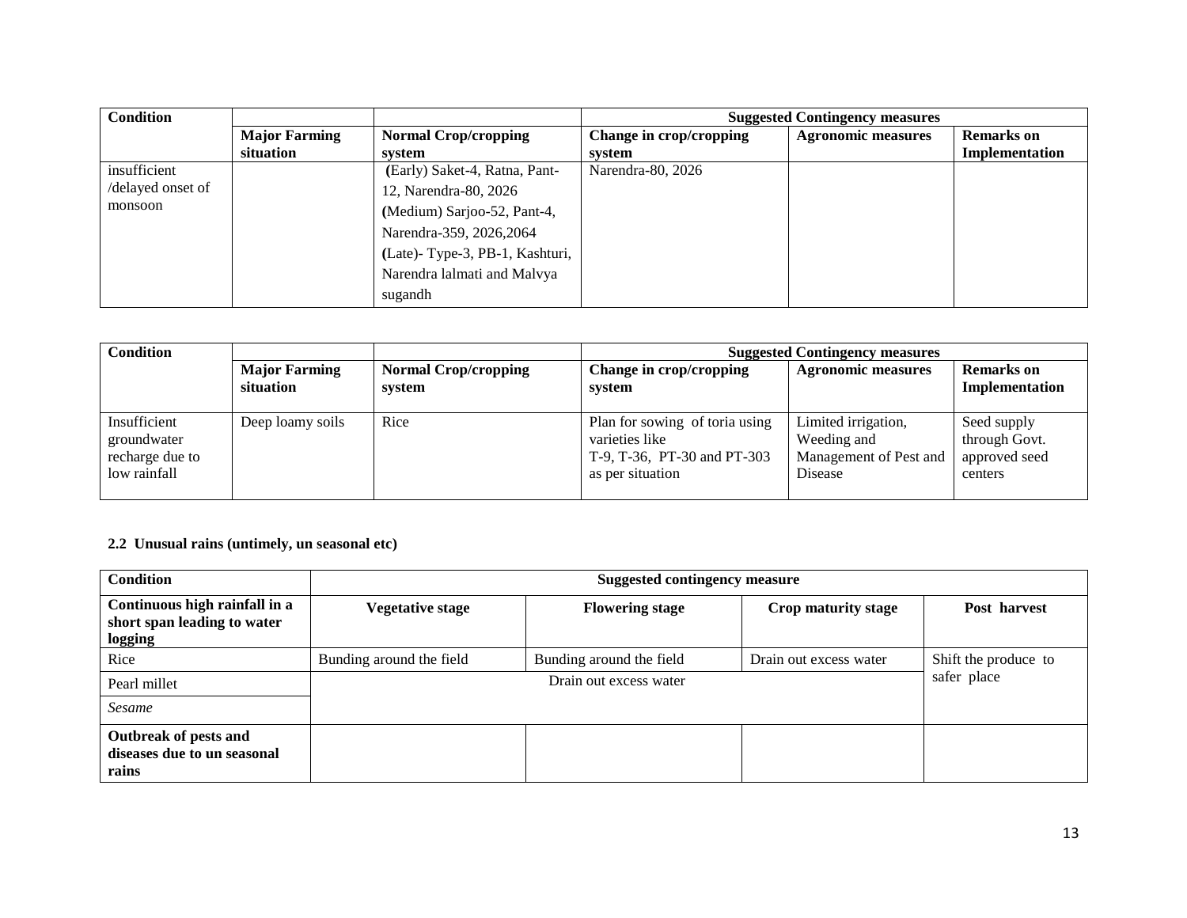| Condition | | | Suggested Contingency measures | | |
|---|---|---|---|---|---|
| | Major Farming situation | Normal Crop/cropping system | Change in crop/cropping system | Agronomic measures | Remarks on Implementation |
| insufficient /delayed onset of monsoon | | (Early) Saket-4, Ratna, Pant-12, Narendra-80, 2026 (Medium) Sarjoo-52, Pant-4, Narendra-359, 2026,2064 (Late)- Type-3, PB-1, Kashturi, Narendra lalmati and Malvya sugandh | Narendra-80, 2026 | | |

| Condition | | | Suggested Contingency measures | | |
|---|---|---|---|---|---|
| | Major Farming situation | Normal Crop/cropping system | Change in crop/cropping system | Agronomic measures | Remarks on Implementation |
| Insufficient groundwater recharge due to low rainfall | Deep loamy soils | Rice | Plan for sowing of toria using varieties like T-9, T-36, PT-30 and PT-303 as per situation | Limited irrigation, Weeding and Management of Pest and Disease | Seed supply through Govt. approved seed centers |

### 2.2 Unusual rains (untimely, un seasonal etc)

| Condition | Suggested contingency measure | | | |
|---|---|---|---|---|
| **Continuous high rainfall in a short span leading to water logging** | **Vegetative stage** | **Flowering stage** | **Crop maturity stage** | **Post harvest** |
| Rice | Bunding around the field | Bunding around the field | Drain out excess water | Shift the produce to safer place |
| Pearl millet | Drain out excess water | | | |
| *Sesame* | | | | |
| **Outbreak of pests and diseases due to un seasonal rains** | | | | |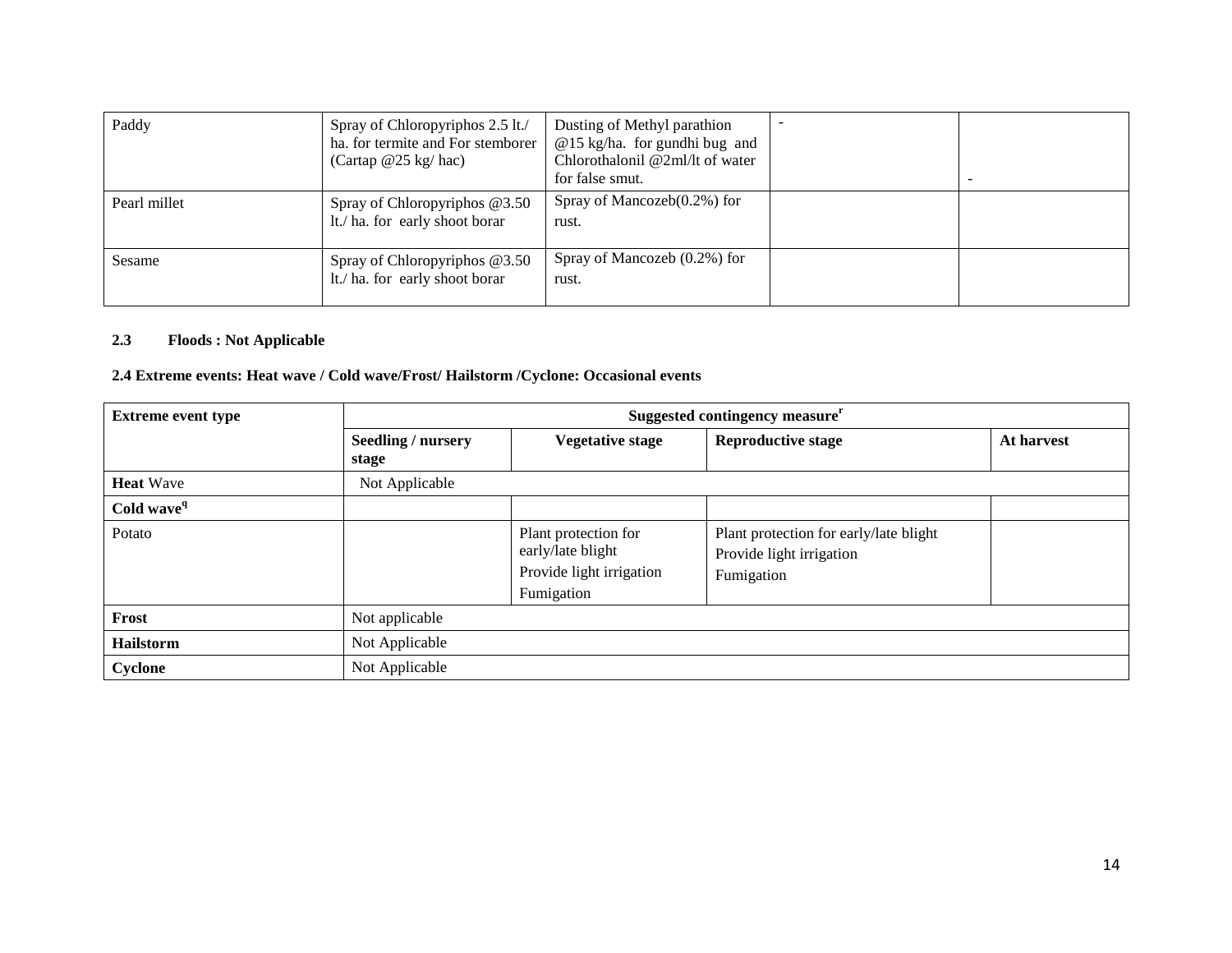| Paddy | Spray of Chloropyriphos 2.5 lt./ ha. for termite and For stemborer (Cartap @25 kg/ hac) | Dusting of Methyl parathion @15 kg/ha. for gundhi bug and Chlorothalonil @2ml/lt of water for false smut. | - | - |
|---|---|---|---|---|
| Pearl millet | Spray of Chloropyriphos @3.50 lt./ ha. for early shoot borar | Spray of Mancozeb(0.2%) for rust. | | |
| Sesame | Spray of Chloropyriphos @3.50 lt./ ha. for early shoot borar | Spray of Mancozeb (0.2%) for rust. | | |

**2.3 Floods : Not Applicable**

**2.4 Extreme events: Heat wave / Cold wave/Frost/ Hailstorm /Cyclone: Occasional events**

| **Extreme event type** | **Suggested contingency measure[r]** | | | |
|---|---|---|---|---|
| | **Seedling / nursery stage** | **Vegetative stage** | **Reproductive stage** | **At harvest** |
| **Heat** Wave | Not Applicable | | | |
| **Cold wave[q]** | | | | |
| Potato | | Plant protection for early/late blight<br>Provide light irrigation<br>Fumigation | Plant protection for early/late blight<br>Provide light irrigation<br>Fumigation | |
| **Frost** | Not applicable | | | |
| **Hailstorm** | Not Applicable | | | |
| **Cyclone** | Not Applicable | | | |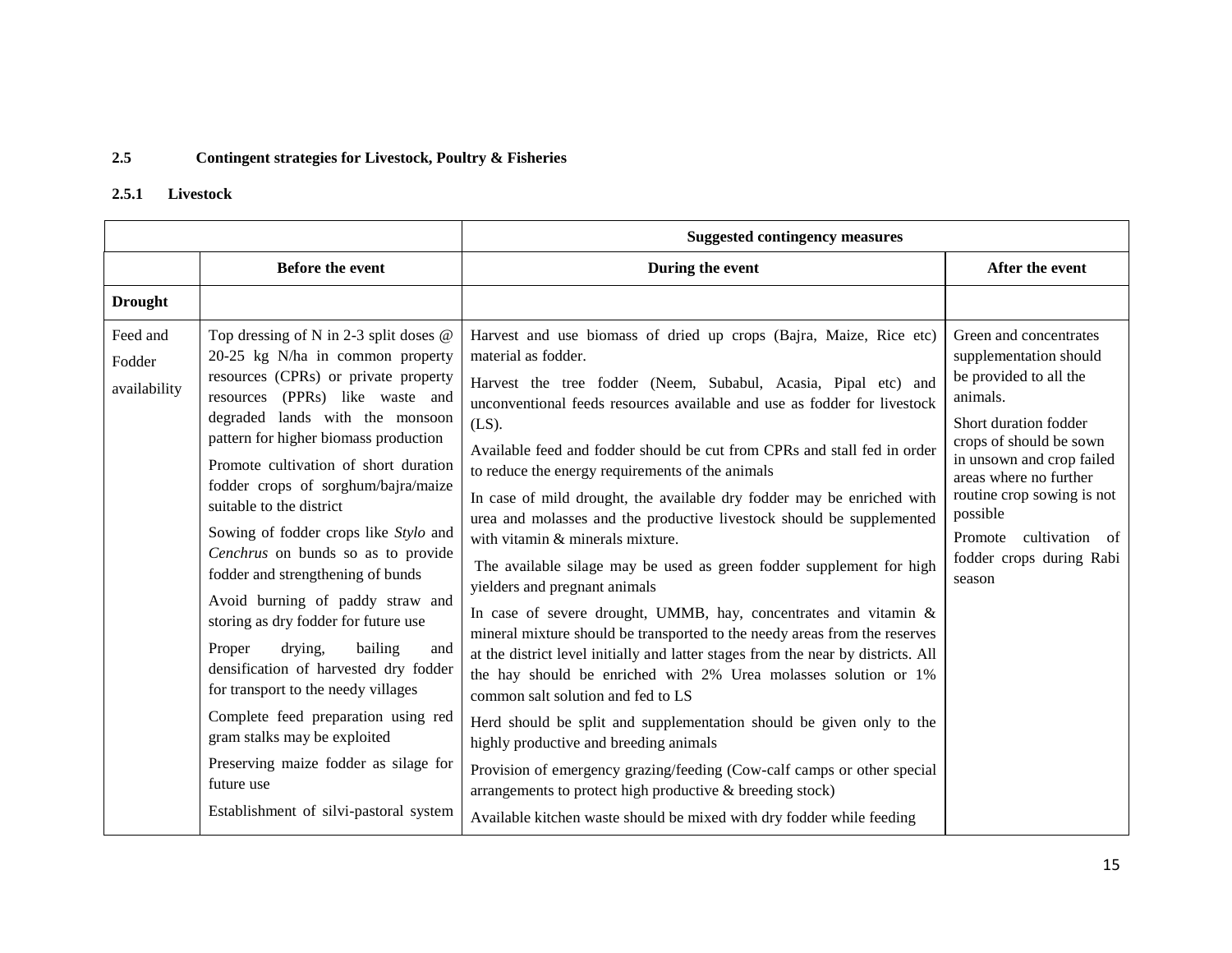### 2.5 Contingent strategies for Livestock, Poultry & Fisheries

#### 2.5.1 Livestock

| | Suggested contingency measures | | |
|---|---|---|---|
| | **Before the event** | **During the event** | **After the event** |
| **Drought** | | | |
| Feed and Fodder availability | Top dressing of N in 2-3 split doses @ 20-25 kg N/ha in common property resources (CPRs) or private property resources (PPRs) like waste and degraded lands with the monsoon pattern for higher biomass production<br><br>Promote cultivation of short duration fodder crops of sorghum/bajra/maize suitable to the district<br><br>Sowing of fodder crops like *Stylo* and *Cenchrus* on bunds so as to provide fodder and strengthening of bunds<br><br>Avoid burning of paddy straw and storing as dry fodder for future use<br><br>Proper drying, bailing and densification of harvested dry fodder for transport to the needy villages<br><br>Complete feed preparation using red gram stalks may be exploited<br><br>Preserving maize fodder as silage for future use<br><br>Establishment of silvi-pastoral system | Harvest and use biomass of dried up crops (Bajra, Maize, Rice etc) material as fodder.<br><br>Harvest the tree fodder (Neem, Subabul, Acasia, Pipal etc) and unconventional feeds resources available and use as fodder for livestock (LS).<br><br>Available feed and fodder should be cut from CPRs and stall fed in order to reduce the energy requirements of the animals<br><br>In case of mild drought, the available dry fodder may be enriched with urea and molasses and the productive livestock should be supplemented with vitamin & minerals mixture.<br><br>The available silage may be used as green fodder supplement for high yielders and pregnant animals<br><br>In case of severe drought, UMMB, hay, concentrates and vitamin & mineral mixture should be transported to the needy areas from the reserves at the district level initially and latter stages from the near by districts. All the hay should be enriched with 2% Urea molasses solution or 1% common salt solution and fed to LS<br><br>Herd should be split and supplementation should be given only to the highly productive and breeding animals<br><br>Provision of emergency grazing/feeding (Cow-calf camps or other special arrangements to protect high productive & breeding stock)<br><br>Available kitchen waste should be mixed with dry fodder while feeding | Green and concentrates supplementation should be provided to all the animals.<br><br>Short duration fodder crops of should be sown in unsown and crop failed areas where no further routine crop sowing is not possible<br><br>Promote cultivation of fodder crops during Rabi season |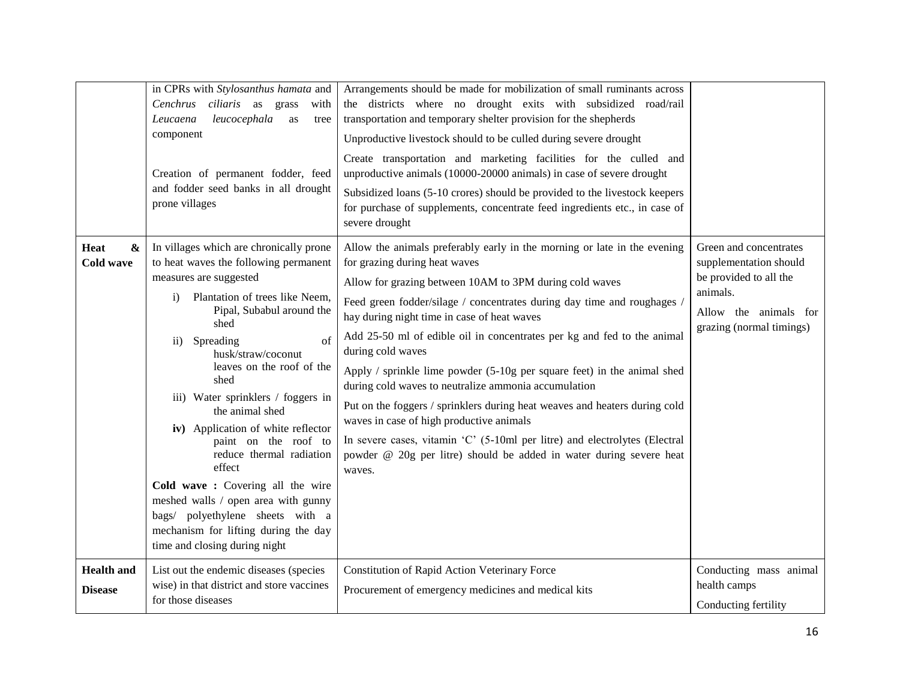| | | | |
|---|---|---|---|
| | in CPRs with *Stylosanthus hamata* and *Cenchrus ciliaris* as grass with *Leucaena leucocephala* as tree component<br><br>Creation of permanent fodder, feed and fodder seed banks in all drought prone villages | Arrangements should be made for mobilization of small ruminants across the districts where no drought exits with subsidized road/rail transportation and temporary shelter provision for the shepherds<br><br>Unproductive livestock should to be culled during severe drought<br><br>Create transportation and marketing facilities for the culled and unproductive animals (10000-20000 animals) in case of severe drought<br><br>Subsidized loans (5-10 crores) should be provided to the livestock keepers for purchase of supplements, concentrate feed ingredients etc., in case of severe drought | |
| **Heat & Cold wave** | In villages which are chronically prone to heat waves the following permanent measures are suggested<br>i) Plantation of trees like Neem, Pipal, Subabul around the shed<br>ii) Spreading of husk/straw/coconut leaves on the roof of the shed<br>iii) Water sprinklers / foggers in the animal shed<br>**iv)** Application of white reflector paint on the roof to reduce thermal radiation effect<br><br>**Cold wave :** Covering all the wire meshed walls / open area with gunny bags/ polyethylene sheets with a mechanism for lifting during the day time and closing during night | Allow the animals preferably early in the morning or late in the evening for grazing during heat waves<br><br>Allow for grazing between 10AM to 3PM during cold waves<br><br>Feed green fodder/silage / concentrates during day time and roughages / hay during night time in case of heat waves<br><br>Add 25-50 ml of edible oil in concentrates per kg and fed to the animal during cold waves<br><br>Apply / sprinkle lime powder (5-10g per square feet) in the animal shed during cold waves to neutralize ammonia accumulation<br><br>Put on the foggers / sprinklers during heat weaves and heaters during cold waves in case of high productive animals<br><br>In severe cases, vitamin 'C' (5-10ml per litre) and electrolytes (Electral powder @ 20g per litre) should be added in water during severe heat waves. | Green and concentrates supplementation should be provided to all the animals.<br><br>Allow the animals for grazing (normal timings) |
| **Health and Disease** | List out the endemic diseases (species wise) in that district and store vaccines for those diseases | Constitution of Rapid Action Veterinary Force<br><br>Procurement of emergency medicines and medical kits | Conducting mass animal health camps<br><br>Conducting fertility |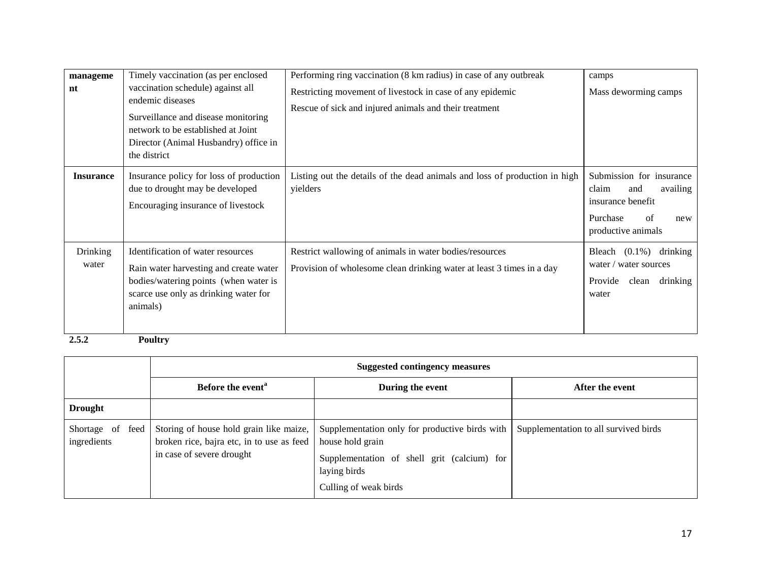| | | | |
|---|---|---|---|
| **management** | Timely vaccination (as per enclosed vaccination schedule) against all endemic diseases<br>Surveillance and disease monitoring network to be established at Joint Director (Animal Husbandry) office in the district | Performing ring vaccination (8 km radius) in case of any outbreak<br>Restricting movement of livestock in case of any epidemic<br>Rescue of sick and injured animals and their treatment | camps<br>Mass deworming camps |
| **Insurance** | Insurance policy for loss of production due to drought may be developed<br>Encouraging insurance of livestock | Listing out the details of the dead animals and loss of production in high yielders | Submission for insurance claim and availing insurance benefit<br>Purchase of new productive animals |
| Drinking water | Identification of water resources<br>Rain water harvesting and create water bodies/watering points (when water is scarce use only as drinking water for animals) | Restrict wallowing of animals in water bodies/resources<br>Provision of wholesome clean drinking water at least 3 times in a day | Bleach (0.1%) drinking water / water sources<br>Provide clean drinking water |

**2.5.2 Poultry**

| | Suggested contingency measures | | |
|---|---|---|---|
| | **Before the event[a]** | **During the event** | **After the event** |
| **Drought** | | | |
| Shortage of feed ingredients | Storing of house hold grain like maize, broken rice, bajra etc, in to use as feed in case of severe drought | Supplementation only for productive birds with house hold grain<br>Supplementation of shell grit (calcium) for laying birds<br>Culling of weak birds | Supplementation to all survived birds |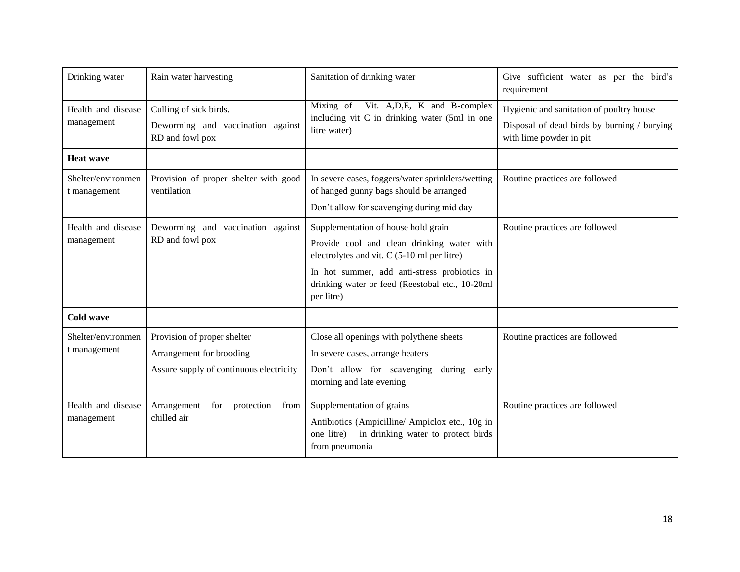| | | | |
|---|---|---|---|
| Drinking water | Rain water harvesting | Sanitation of drinking water | Give sufficient water as per the bird's requirement |
| Health and disease management | Culling of sick birds.<br>Deworming and vaccination against RD and fowl pox | Mixing of Vit. A,D,E, K and B-complex including vit C in drinking water (5ml in one litre water) | Hygienic and sanitation of poultry house<br>Disposal of dead birds by burning / burying with lime powder in pit |
| **Heat wave** | | | |
| Shelter/environment management | Provision of proper shelter with good ventilation | In severe cases, foggers/water sprinklers/wetting of hanged gunny bags should be arranged<br>Don't allow for scavenging during mid day | Routine practices are followed |
| Health and disease management | Deworming and vaccination against RD and fowl pox | Supplementation of house hold grain<br>Provide cool and clean drinking water with electrolytes and vit. C (5-10 ml per litre)<br>In hot summer, add anti-stress probiotics in drinking water or feed (Reestobal etc., 10-20ml per litre) | Routine practices are followed |
| **Cold wave** | | | |
| Shelter/environment management | Provision of proper shelter<br>Arrangement for brooding<br>Assure supply of continuous electricity | Close all openings with polythene sheets<br>In severe cases, arrange heaters<br>Don't allow for scavenging during early morning and late evening | Routine practices are followed |
| Health and disease management | Arrangement for protection from chilled air | Supplementation of grains<br>Antibiotics (Ampicilline/ Ampiclox etc., 10g in one litre) in drinking water to protect birds from pneumonia | Routine practices are followed |